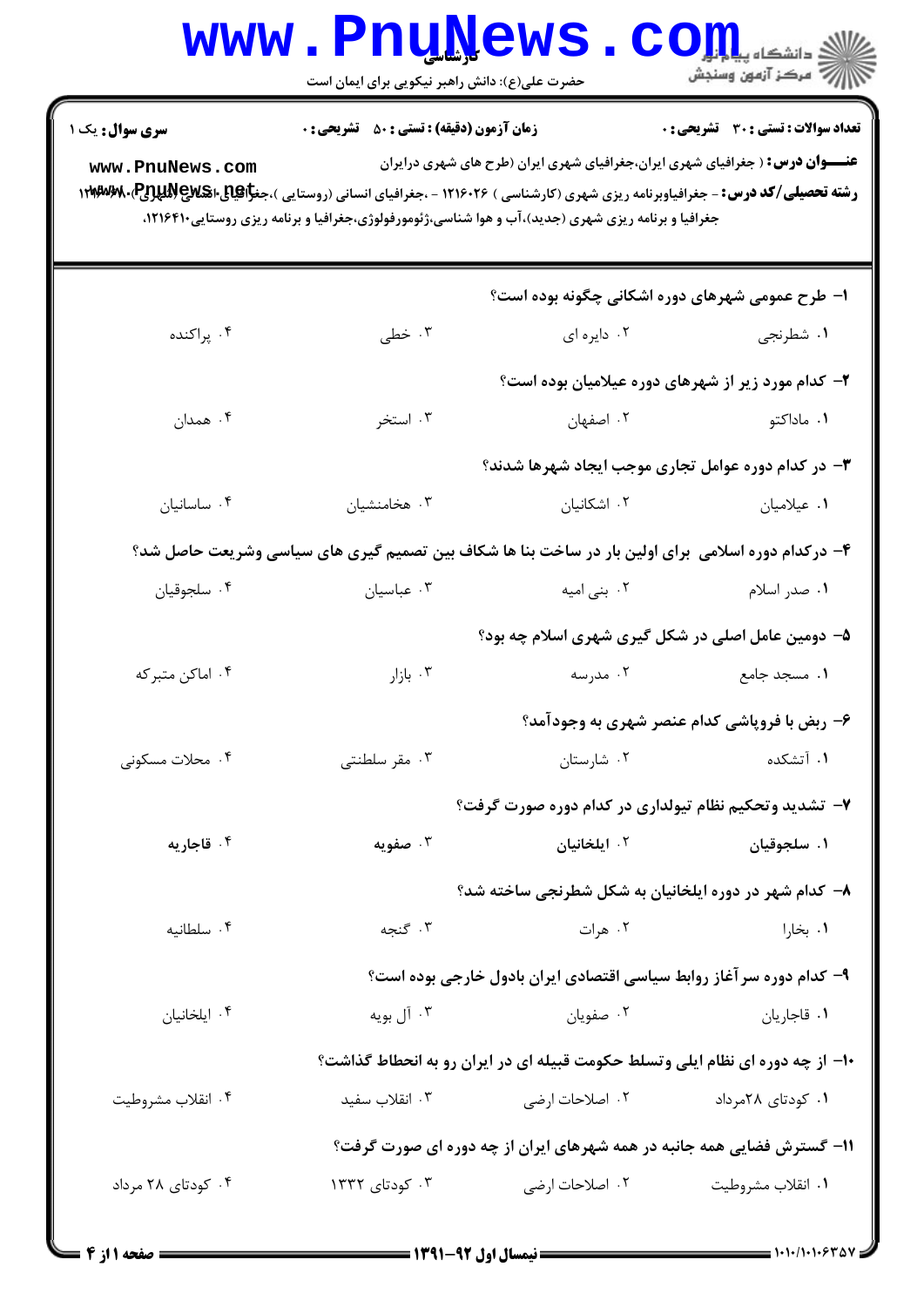کارشناسی

حضرت علی(ع): دانش راهبر نیکویی برای ایمان است

**سری سؤال:** یک ۱ | **زمان آزمون (دقیقه) : تستی : ۵۰ تشریحی : ۰** | **تعداد سؤالات : تستی : ۳۰ تشریحی : ۰**

**عنـــوان درس :** ( جغرافیای شهری ایران،جغرافیای شهری ایران (طرح های شهری درایران

**رشته تحصیلی/کد درس :** - جغرافیاوبرنامه ریزی شهری (کارشناسی ) ۱۲۱۶۰۲۶ - ،جغرافیای انسانی (روستایی )،جغرافیای انسانی (شهری) ۱۲۱۶۴۰۸، جغرافیا و برنامه ریزی شهری (جدید)،آب و هوا شناسی،ژئومورفولوژی،جغرافیا و برنامه ریزی روستایی۱۲۱۶۴۱۰،

**۱- طرح عمومی شهرهای دوره اشکانی چگونه بوده است؟**

۱. شطرنجی ۲. دایره ای ۳. خطی ۴. پراکنده

**۲- کدام مورد زیر از شهرهای دوره عیلامیان بوده است؟**

۱. ماداکتو ۲. اصفهان ۳. استخر ۴. همدان

**۳- در کدام دوره عوامل تجاری موجب ایجاد شهرها شدند؟**

۱. عیلامیان ۲. اشکانیان ۳. هخامنشیان ۴. ساسانیان

**۴- درکدام دوره اسلامی برای اولین بار در ساخت بنا ها شکاف بین تصمیم گیری های سیاسی وشریعت حاصل شد؟**

۱. صدر اسلام ۲. بنی امیه ۳. عباسیان ۴. سلجوقیان

**۵- دومین عامل اصلی در شکل گیری شهری اسلام چه بود؟**

۱. مسجد جامع ۲. مدرسه ۳. بازار ۴. اماکن متبرکه

**۶- ربض با فروپاشی کدام عنصر شهری به وجودآمد؟**

۱. آتشکده ۲. شارستان ۳. مقر سلطنتی ۴. محلات مسکونی

**۷- تشدید وتحکیم نظام تیولداری در کدام دوره صورت گرفت؟**

۱. سلجوقیان ۲. ایلخانیان ۳. صفویه ۴. قاجاریه

**۸- کدام شهر در دوره ایلخانیان به شکل شطرنجی ساخته شد؟**

۱. بخارا ۲. هرات ۳. گنجه ۴. سلطانیه

**۹- کدام دوره سرآغاز روابط سیاسی اقتصادی ایران بادول خارجی بوده است؟**

۱. قاجاریان ۲. صفویان ۳. آل بویه ۴. ایلخانیان

**۱۰- از چه دوره ای نظام ایلی وتسلط حکومت قبیله ای در ایران رو به انحطاط گذاشت؟**

۱. کودتای ۲۸مرداد ۲. اصلاحات ارضی ۳. انقلاب سفید ۴. انقلاب مشروطیت

**۱۱- گسترش فضایی همه جانبه در همه شهرهای ایران از چه دوره ای صورت گرفت؟**

۱. انقلاب مشروطیت ۲. اصلاحات ارضی ۳. کودتای ۱۳۳۲ ۴. کودتای ۲۸ مرداد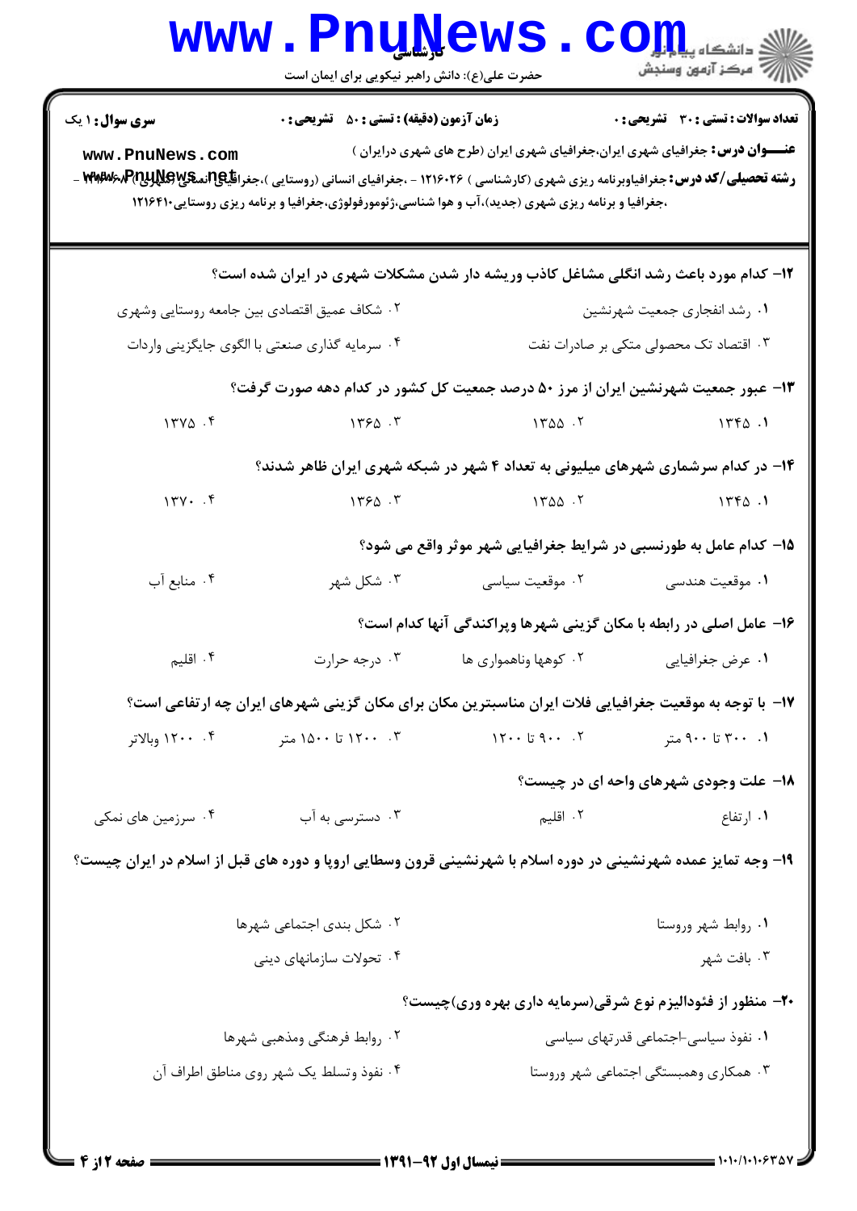**سری سوال:** ۱ یک

**زمان آزمون (دقیقه) : تستی : ۵۰ تشریحی : ۰**

**تعداد سوالات : تستی : ۳۰ تشریحی : ۰**

**عنـــوان درس:** جغرافیای شهری ایران،جغرافیای شهری ایران (طرح های شهری درایران )

**رشته تحصیلی/کد درس:** جغرافیاوبرنامه ریزی شهری (کارشناسی ) ۱۲۱۶۰۲۶ - ،جغرافیای انسانی (روستایی )،جغرافیای انسانی (شهری) ۱۲۱۶۰۸۶ - ،جغرافیا و برنامه ریزی شهری (جدید)،آب و هوا شناسی،ژئومورفولوژی،جغرافیا و برنامه ریزی روستایی۱۲۱۶۴۱۰

۱۲- کدام مورد باعث رشد انگلی مشاغل کاذب وریشه دار شدن مشکلات شهری در ایران شده است؟

۱. رشد انفجاری جمعیت شهرنشین
۲. شکاف عمیق اقتصادی بین جامعه روستایی وشهری
۳. اقتصاد تک محصولی متکی بر صادرات نفت
۴. سرمایه گذاری صنعتی با الگوی جایگزینی واردات

۱۳- عبور جمعیت شهرنشین ایران از مرز ۵۰ درصد جمعیت کل کشور در کدام دهه صورت گرفت؟

۱. ۱۳۴۵
۲. ۱۳۵۵
۳. ۱۳۶۵
۴. ۱۳۷۵

۱۴- در کدام سرشماری شهرهای میلیونی به تعداد ۴ شهر در شبکه شهری ایران ظاهر شدند؟

۱. ۱۳۴۵
۲. ۱۳۵۵
۳. ۱۳۶۵
۴. ۱۳۷۰

۱۵- کدام عامل به طورنسبی در شرایط جغرافیایی شهر موثر واقع می شود؟

۱. موقعیت هندسی
۲. موقعیت سیاسی
۳. شکل شهر
۴. منابع آب

۱۶- عامل اصلی در رابطه با مکان گزینی شهرها وپراکندگی آنها کدام است؟

۱. عرض جغرافیایی
۲. کوهها وناهمواری ها
۳. درجه حرارت
۴. اقلیم

۱۷- با توجه به موقعیت جغرافیایی فلات ایران مناسبترین مکان برای مکان گزینی شهرهای ایران چه ارتفاعی است؟

۱. ۳۰۰ تا ۹۰۰ متر
۲. ۹۰۰ تا ۱۲۰۰
۳. ۱۲۰۰ تا ۱۵۰۰ متر
۴. ۱۲۰۰ وبالاتر

۱۸- علت وجودی شهرهای واحه ای در چیست؟

۱. ارتفاع
۲. اقلیم
۳. دسترسی به آب
۴. سرزمین های نمکی

۱۹- وجه تمایز عمده شهرنشینی در دوره اسلام با شهرنشینی قرون وسطایی اروپا و دوره های قبل از اسلام در ایران چیست؟

۱. روابط شهر وروستا
۲. شکل بندی اجتماعی شهرها
۳. بافت شهر
۴. تحولات سازمانهای دینی

۲۰- منظور از فئودالیزم نوع شرقی(سرمایه داری بهره وری)چیست؟

۱. نفوذ سیاسی-اجتماعی قدرتهای سیاسی
۲. روابط فرهنگی ومذهبی شهرها
۳. همکاری وهمبستگی اجتماعی شهر وروستا
۴. نفوذ وتسلط یک شهر روی مناطق اطراف آن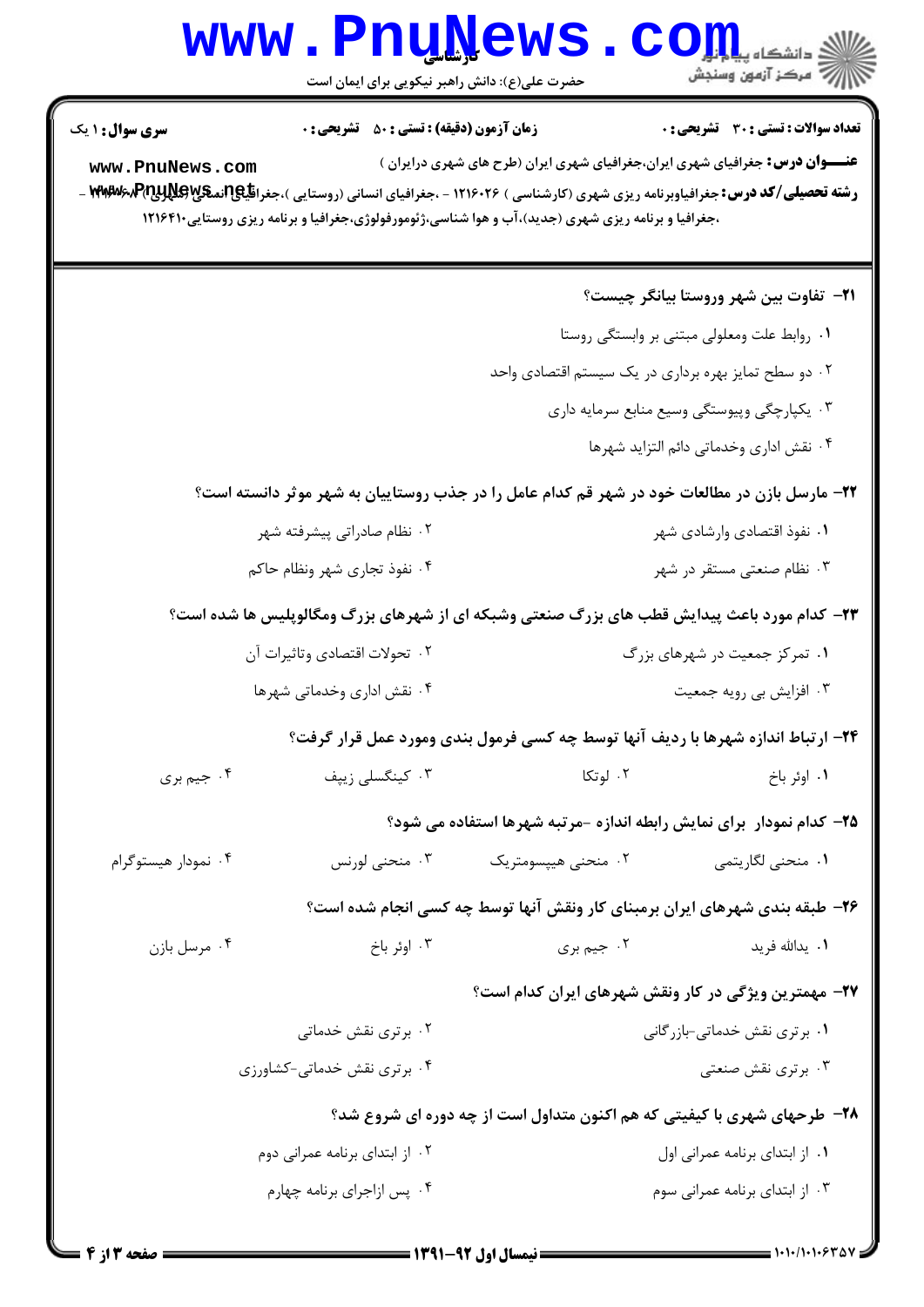**سری سوال:** ۱ یک

**زمان آزمون (دقیقه) : تستی : ۵۰ تشریحی : ۰**

**تعداد سوالات : تستی : ۳۰ تشریحی : ۰**

**عنـــوان درس:** جغرافیای شهری ایران،جغرافیای شهری ایران (طرح های شهری درایران )

**رشته تحصیلی/کد درس:** جغرافیاوبرنامه ریزی شهری (کارشناسی ) ۱۲۱۶۰۲۶ - ،جغرافیای انسانی (روستایی )،جغرافیای انسانی (شهری) ۱۲۱۶۰۸۳ - ،جغرافیا و برنامه ریزی شهری (جدید)،آب و هوا شناسی،ژئومورفولوژی،جغرافیا و برنامه ریزی روستایی۱۲۱۶۴۱۰

۲۱- تفاوت بین شهر وروستا بیانگر چیست؟

۱. روابط علت ومعلولی مبتنی بر وابستگی روستا

۲. دو سطح تمایز بهره برداری در یک سیستم اقتصادی واحد

۳. یکپارچگی وپیوستگی وسیع منابع سرمایه داری

۴. نقش اداری وخدماتی دائم التزاید شهرها

۲۲- مارسل بازن در مطالعات خود در شهر قم کدام عامل را در جذب روستاییان به شهر موثر دانسته است؟

۱. نفوذ اقتصادی وارشادی شهر

۲. نظام صادراتی پیشرفته شهر

۳. نظام صنعتی مستقر در شهر

۴. نفوذ تجاری شهر ونظام حاکم

۲۳- کدام مورد باعث پیدایش قطب های بزرگ صنعتی وشبکه ای از شهرهای بزرگ ومگالوپلیس ها شده است؟

۱. تمرکز جمعیت در شهرهای بزرگ

۲. تحولات اقتصادی وتاثیرات آن

۳. افزایش بی رویه جمعیت

۴. نقش اداری وخدماتی شهرها

۲۴- ارتباط اندازه شهرها با ردیف آنها توسط چه کسی فرمول بندی ومورد عمل قرار گرفت؟

۱. اوئر باخ

۲. لوتکا

۳. کینگسلی زیپف

۴. جیم بری

۲۵- کدام نمودار برای نمایش رابطه اندازه -مرتبه شهرها استفاده می شود؟

۱. منحنی لگاریتمی

۲. منحنی هیپسومتریک

۳. منحنی لورنس

۴. نمودار هیستوگرام

۲۶- طبقه بندی شهرهای ایران برمبنای کار ونقش آنها توسط چه کسی انجام شده است؟

۱. یدالله فرید

۲. جیم بری

۳. اوئر باخ

۴. مرسل بازن

۲۷- مهمترین ویژگی در کار ونقش شهرهای ایران کدام است؟

۱. برتری نقش خدماتی-بازرگانی

۲. برتری نقش خدماتی

۳. برتری نقش صنعتی

۴. برتری نقش خدماتی-کشاورزی

۲۸- طرحهای شهری با کیفیتی که هم اکنون متداول است از چه دوره ای شروع شد؟

۱. از ابتدای برنامه عمرانی اول

۲. از ابتدای برنامه عمرانی دوم

۳. از ابتدای برنامه عمرانی سوم

۴. پس ازاجرای برنامه چهارم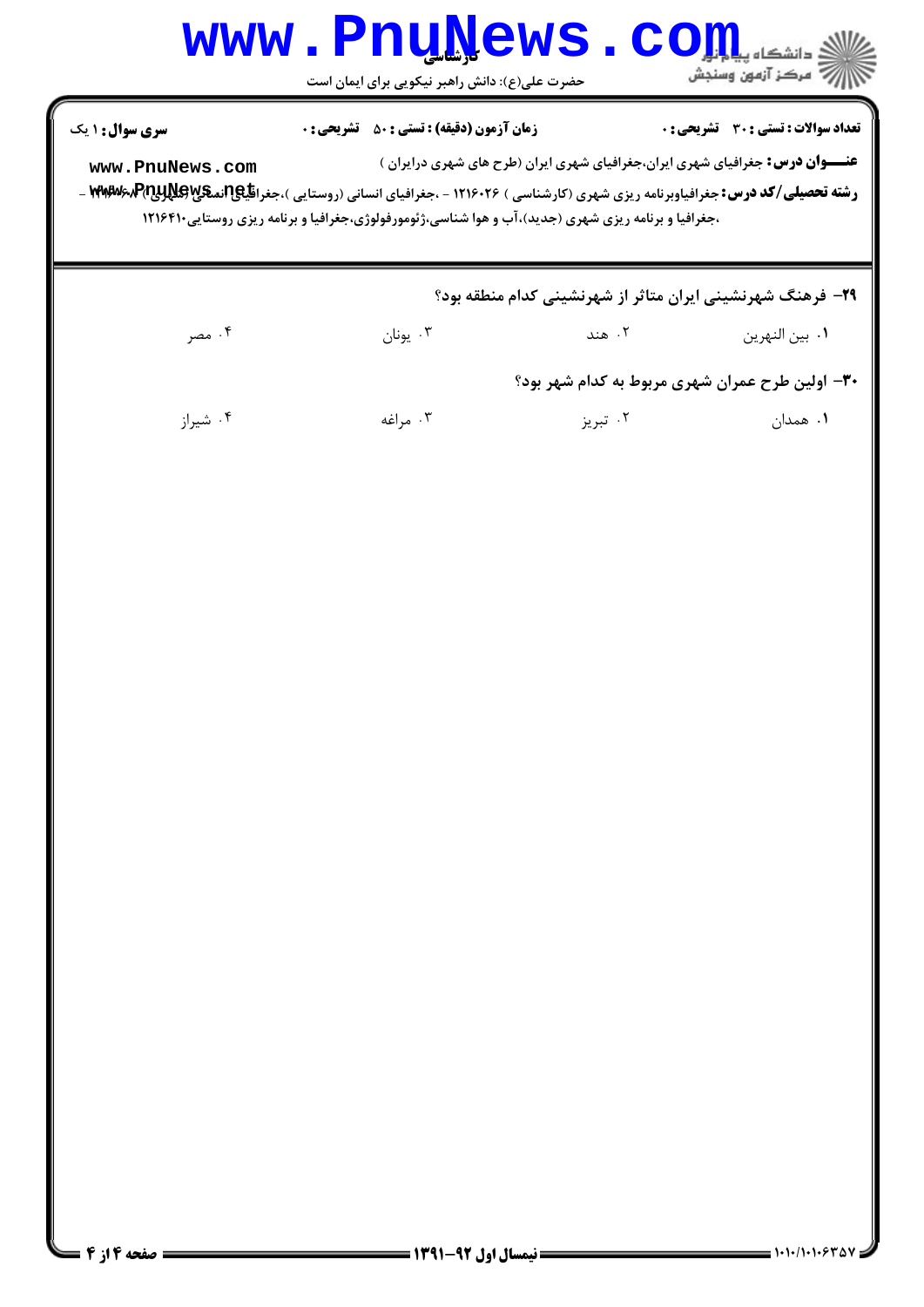**تعداد سوالات : تستی : ۳۰ تشریحی : ۰** | **زمان آزمون (دقیقه) : تستی : ۵۰ تشریحی : ۰** | **سری سوال : ۱ یک**

**عنـــوان درس:** جغرافیای شهری ایران،جغرافیای شهری ایران (طرح های شهری درایران )

**رشته تحصیلی/کد درس:** جغرافیاوبرنامه ریزی شهری (کارشناسی ) ۱۲۱۶۰۲۶ - ،جغرافیای انسانی (روستایی )،جغرافیای انسانی (شهری) ۱۲۱۶۰۸۴ - ،جغرافیا و برنامه ریزی شهری (جدید)،آب و هوا شناسی،ژئومورفولوژی،جغرافیا و برنامه ریزی روستایی۱۲۱۶۴۱۰

۲۹- فرهنگ شهرنشینی ایران متاثر از شهرنشینی کدام منطقه بود؟

۱. بین النهرین
۲. هند
۳. یونان
۴. مصر

۳۰- اولین طرح عمران شهری مربوط به کدام شهر بود؟

۱. همدان
۲. تبریز
۳. مراغه
۴. شیراز